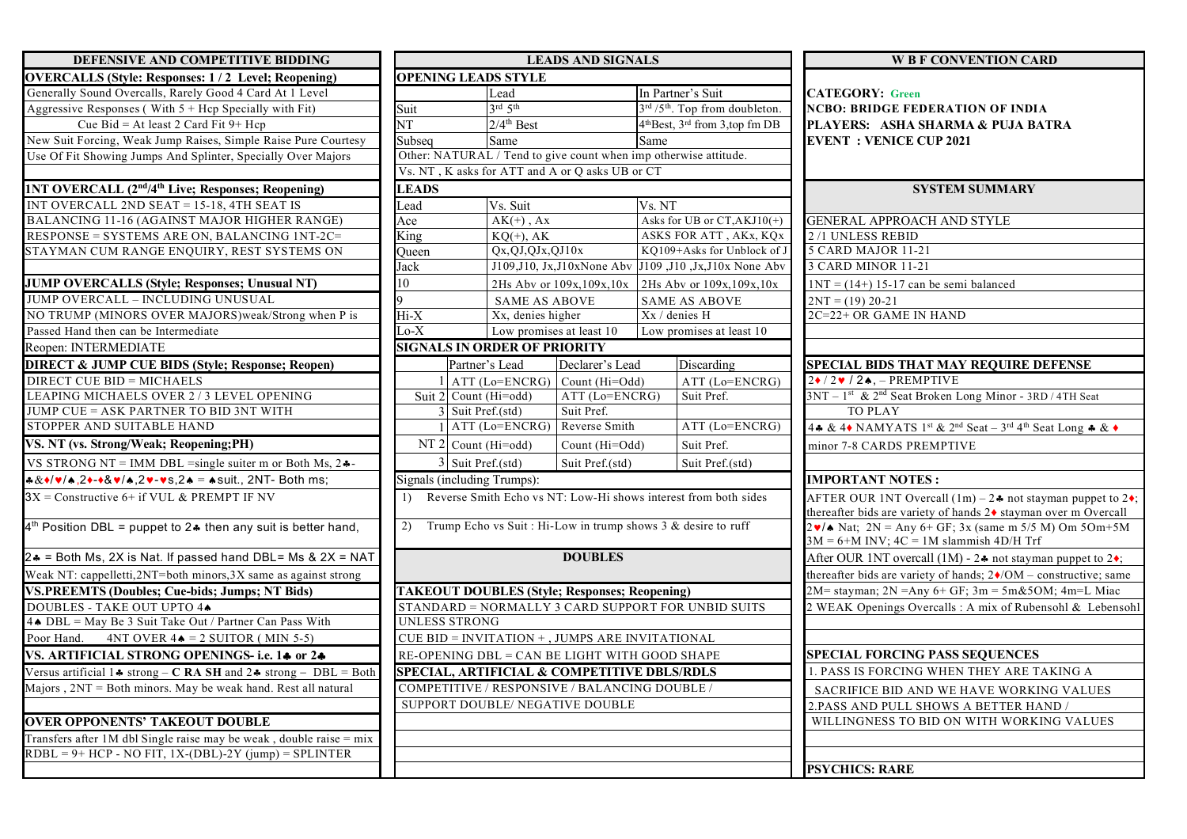## DEFENSIVE AND COMPETITIVE BIDDING

**OVERCALLS (Style: Responses: 1 / 2 Level; Reopening)**

Generally Sound Overcalls, Rarely Good 4 Card At 1 Level

Aggressive Responses ( With 5 + Hcp Specially with Fit)

Cue Bid = At least 2 Card Fit 9+ Hcp

New Suit Forcing, Weak Jump Raises, Simple Raise Pure Courtesy

Use Of Fit Showing Jumps And Splinter, Specially Over Majors

**1NT OVERCALL (2nd/4th Live; Responses; Reopening)**

INT OVERCALL 2ND SEAT = 15-18, 4TH SEAT IS

BALANCING 11-16 (AGAINST MAJOR HIGHER RANGE)

RESPONSE = SYSTEMS ARE ON, BALANCING 1NT-2C=

STAYMAN CUM RANGE ENQUIRY, REST SYSTEMS ON

**JUMP OVERCALLS (Style; Responses; Unusual NT)**

JUMP OVERCALL – INCLUDING UNUSUAL

NO TRUMP (MINORS OVER MAJORS)weak/Strong when P is

Passed Hand then can be Intermediate

Reopen: INTERMEDIATE

**DIRECT & JUMP CUE BIDS (Style; Response; Reopen)**

DIRECT CUE BID = MICHAELS

LEAPING MICHAELS OVER 2 / 3 LEVEL OPENING

JUMP CUE = ASK PARTNER TO BID 3NT WITH

STOPPER AND SUITABLE HAND

**VS. NT (vs. Strong/Weak; Reopening;PH)**

VS STRONG NT = IMM DBL =single suiter m or Both Ms, 2♣-♣&♦/♥/♠,2♦-♦&♥/♠,2♥-♥s,2♠ = ♠suit., 2NT- Both ms;

3X = Constructive 6+ if VUL & PREMPT IF NV

4th Position DBL = puppet to 2♣ then any suit is better hand,

2♣ = Both Ms, 2X is Nat. If passed hand DBL= Ms & 2X = NAT

Weak NT: cappelletti,2NT=both minors,3X same as against strong

**VS.PREEMTS (Doubles; Cue-bids; Jumps; NT Bids)**

DOUBLES - TAKE OUT UPTO 4♠

4♠ DBL = May Be 3 Suit Take Out / Partner Can Pass With

Poor Hand. 4NT OVER 4♠ = 2 SUITOR ( MIN 5-5)

**VS. ARTIFICIAL STRONG OPENINGS- i.e. 1♣ or 2♣**

Versus artificial 1♣ strong – **C RA SH** and 2♣ strong – DBL = Both Majors , 2NT = Both minors. May be weak hand. Rest all natural

**OVER OPPONENTS' TAKEOUT DOUBLE**

Transfers after 1M dbl Single raise may be weak , double raise = mix

RDBL = 9+ HCP - NO FIT, 1X-(DBL)-2Y (jump) = SPLINTER

## LEADS AND SIGNALS

**OPENING LEADS STYLE**

| | Lead | In Partner's Suit |
|---|---|---|
| Suit | 3rd 5th | 3rd /5th. Top from doubleton. |
| NT | 2/4th Best | 4thBest, 3rd from 3,top fm DB |
| Subseq | Same | Same |

Other: NATURAL / Tend to give count when imp otherwise attitude.

Vs. NT , K asks for ATT and A or Q asks UB or CT

**LEADS**

| Lead | Vs. Suit | Vs. NT |
|---|---|---|
| Ace | AK(+) , Ax | Asks for UB or CT,AKJ10(+) |
| King | KQ(+), AK | ASKS FOR ATT , AKx, KQx |
| Queen | Qx,QJ,QJx,QJ10x | KQ109+Asks for Unblock of J |
| Jack | J109,J10, Jx,J10xNone Abv | J109 ,J10 ,Jx,J10x None Abv |
| 10 | 2Hs Abv or 109x,109x,10x | 2Hs Abv or 109x,109x,10x |
| 9 | SAME AS ABOVE | SAME AS ABOVE |
| Hi-X | Xx, denies higher | Xx / denies H |
| Lo-X | Low promises at least 10 | Low promises at least 10 |

**SIGNALS IN ORDER OF PRIORITY**

| | | Partner's Lead | Declarer's Lead | Discarding |
|---|---|---|---|---|
| | 1 | ATT (Lo=ENCRG) | Count (Hi=Odd) | ATT (Lo=ENCRG) |
| Suit | 2 | Count (Hi=odd) | ATT (Lo=ENCRG) | Suit Pref. |
| | 3 | Suit Pref.(std) | Suit Pref. | |
| | 1 | ATT (Lo=ENCRG) | Reverse Smith | ATT (Lo=ENCRG) |
| NT | 2 | Count (Hi=odd) | Count (Hi=Odd) | Suit Pref. |
| | 3 | Suit Pref.(std) | Suit Pref.(std) | Suit Pref.(std) |

Signals (including Trumps):

1) Reverse Smith Echo vs NT: Low-Hi shows interest from both sides

2) Trump Echo vs Suit : Hi-Low in trump shows 3 & desire to ruff

## DOUBLES

**TAKEOUT DOUBLES (Style; Responses; Reopening)**

STANDARD = NORMALLY 3 CARD SUPPORT FOR UNBID SUITS UNLESS STRONG

CUE BID = INVITATION + , JUMPS ARE INVITATIONAL

RE-OPENING DBL = CAN BE LIGHT WITH GOOD SHAPE

**SPECIAL, ARTIFICIAL & COMPETITIVE DBLS/RDLS**

COMPETITIVE / RESPONSIVE / BALANCING DOUBLE /

SUPPORT DOUBLE/ NEGATIVE DOUBLE

## W B F CONVENTION CARD

**CATEGORY: Green**

**NCBO: BRIDGE FEDERATION OF INDIA**

**PLAYERS: ASHA SHARMA & PUJA BATRA**

**EVENT : VENICE CUP 2021**

## SYSTEM SUMMARY

GENERAL APPROACH AND STYLE

2 /1 UNLESS REBID

5 CARD MAJOR 11-21

3 CARD MINOR 11-21

1NT = (14+) 15-17 can be semi balanced

2NT = (19) 20-21

2C=22+ OR GAME IN HAND

**SPECIAL BIDS THAT MAY REQUIRE DEFENSE**

2♦ / 2♥ / 2♠, – PREMPTIVE

3NT – 1st & 2nd Seat Broken Long Minor - 3RD / 4TH Seat TO PLAY

4♣ & 4♦ NAMYATS 1st & 2nd Seat – 3rd 4th Seat Long ♣ & ♦ minor 7-8 CARDS PREMPTIVE

**IMPORTANT NOTES :**

AFTER OUR 1NT Overcall (1m) – 2♣ not stayman puppet to 2♦; thereafter bids are variety of hands 2♦ stayman over m Overcall

2♥/♠ Nat; 2N = Any 6+ GF; 3x (same m 5/5 M) Om 5Om+5M

3M = 6+M INV; 4C = 1M slammish 4D/H Trf

After OUR 1NT overcall (1M) - 2♣ not stayman puppet to 2♦; thereafter bids are variety of hands; 2♦/OM – constructive; same

2M= stayman; 2N =Any 6+ GF; 3m = 5m&5OM; 4m=L Miac

2 WEAK Openings Overcalls : A mix of Rubensohl & Lebensohl

**SPECIAL FORCING PASS SEQUENCES**

1. PASS IS FORCING WHEN THEY ARE TAKING A SACRIFICE BID AND WE HAVE WORKING VALUES

2.PASS AND PULL SHOWS A BETTER HAND / WILLINGNESS TO BID ON WITH WORKING VALUES

**PSYCHICS: RARE**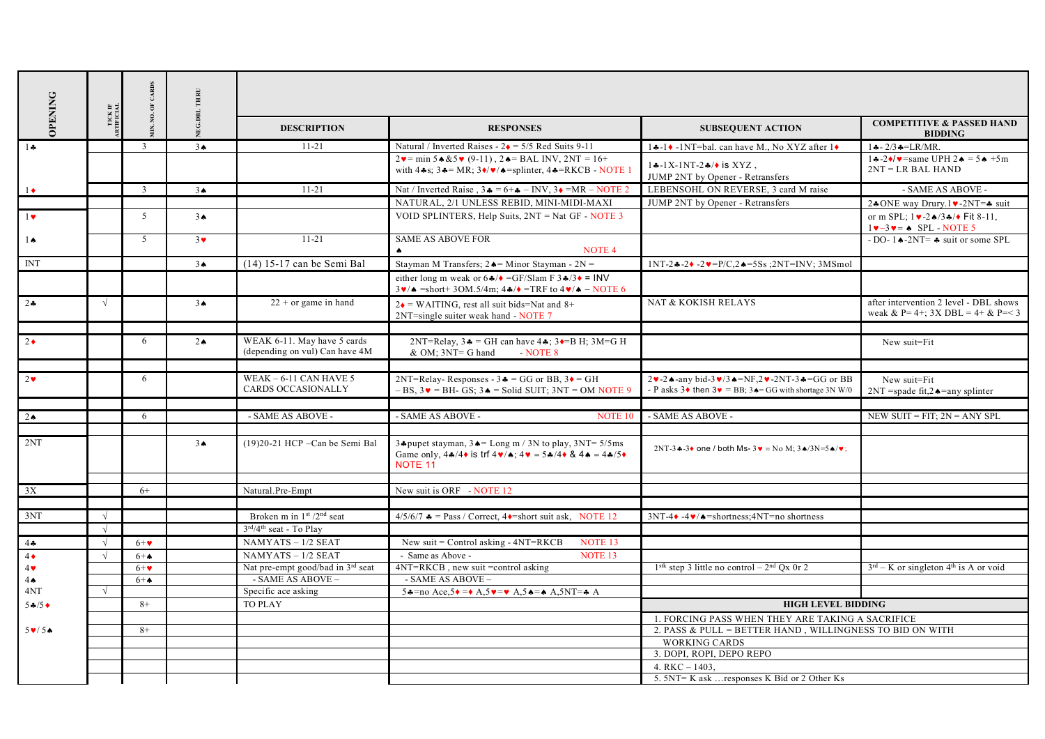| OPENING | TICK IF ARTIFICIAL | MIN. NO. OF CARDS | NEG.DBL THRU | DESCRIPTION | RESPONSES | SUBSEQUENT ACTION | COMPETITIVE & PASSED HAND BIDDING |
|---|---|---|---|---|---|---|---|
| 1♣ | | 3 | 3♠ | 11-21 | Natural / Inverted Raises - 2♦ = 5/5 Red Suits 9-11 | 1♣-1♦ -1NT=bal. can have M., No XYZ after 1♦ | 1♣- 2/3♣=LR/MR. |
| | | | | | 2♥= min 5♠&5♥ (9-11) , 2♠= BAL INV, 2NT = 16+ with 4♣s; 3♣= MR; 3♦/♥/♠=splinter, 4♣=RKCB - NOTE 1 | 1♣-1X-1NT-2♣/♦ is XYZ , JUMP 2NT by Opener - Retransfers | 1♣-2♦/♥=same UPH 2♠ = 5♠ +5m 2NT = LR BAL HAND |
| 1♦ | | 3 | 3♠ | 11-21 | Nat / Inverted Raise , 3♣ = 6+♣ – INV, 3♦ =MR – NOTE 2 | LEBENSOHL ON REVERSE, 3 card M raise | - SAME AS ABOVE - |
| | | | | | NATURAL, 2/1 UNLESS REBID, MINI-MIDI-MAXI | JUMP 2NT by Opener - Retransfers | 2♣ONE way Drury.1♥-2NT=♣ suit |
| 1♥ | | 5 | 3♠ | | VOID SPLINTERS, Help Suits, 2NT = Nat GF - NOTE 3 | | or m SPL; 1♥-2♠/3♣/♦ Fit 8-11, 1♥–3♥= ♠ SPL - NOTE 5 |
| 1♠ | | 5 | 3♥ | 11-21 | SAME AS ABOVE FOR ♠ NOTE 4 | | - DO- 1♠-2NT= ♣ suit or some SPL |
| INT | | | 3♠ | (14) 15-17 can be Semi Bal | Stayman M Transfers; 2♠= Minor Stayman - 2N = | 1NT-2♣-2♦ -2♥=P/C,2♠=5Ss ;2NT=INV; 3MSmol | |
| | | | | | either long m weak or 6♣/♦ =GF/Slam F 3♣/3♦ = INV 3♥/♠ =short+ 3OM.5/4m; 4♣/♦ =TRF to 4♥/♠ – NOTE 6 | | |
| 2♣ | √ | | 3♠ | 22 + or game in hand | 2♦ = WAITING, rest all suit bids=Nat and 8+ 2NT=single suiter weak hand - NOTE 7 | NAT & KOKISH RELAYS | after intervention 2 level - DBL shows weak & P= 4+; 3X DBL = 4+ & P=< 3 |
| | | | | | | | |
| 2♦ | | 6 | 2♠ | WEAK 6-11. May have 5 cards (depending on vul) Can have 4M | 2NT=Relay, 3♣ = GH can have 4♣; 3♦=B H; 3M=G H & OM; 3NT= G hand - NOTE 8 | | New suit=Fit |
| | | | | | | | |
| 2♥ | | 6 | | WEAK – 6-11 CAN HAVE 5 CARDS OCCASIONALLY | 2NT=Relay- Responses - 3♣ = GG or BB, 3♦ = GH – BS, 3♥ = BH- GS; 3♠ = Solid SUIT; 3NT = OM NOTE 9 | 2♥-2♠-any bid-3♥/3♠=NF,2♥-2NT-3♣=GG or BB - P asks 3♦ then 3♥ = BB; 3♠= GG with shortage 3N W/0 | New suit=Fit 2NT =spade fit,2♠=any splinter |
| | | | | | | | |
| 2♠ | | 6 | | - SAME AS ABOVE - | - SAME AS ABOVE - NOTE 10 | - SAME AS ABOVE - | NEW SUIT = FIT; 2N = ANY SPL |
| | | | | | | | |
| 2NT | | | 3♠ | (19)20-21 HCP –Can be Semi Bal | 3♣pupet stayman, 3♠= Long m / 3N to play, 3NT= 5/5ms Game only, 4♣/4♦ is trf 4♥/♠; 4♥ = 5♣/4♦ & 4♠ = 4♣/5♦ NOTE 11 | 2NT-3♣-3♦ one / both Ms- 3♥ = No M; 3♠/3N=5♠/♥; | |
| | | | | | | | |
| 3X | | 6+ | | Natural.Pre-Empt | New suit is ORF - NOTE 12 | | |
| | | | | | | | |
| 3NT | √ | | | Broken m in 1st /2nd seat | 4/5/6/7 ♣ = Pass / Correct, 4♦=short suit ask, NOTE 12 | 3NT-4♦ -4♥/♠=shortness;4NT=no shortness | |
| | √ | | | 3rd/4th seat - To Play | | | |
| 4♣ | √ | 6+♥ | | NAMYATS – 1/2 SEAT | New suit = Control asking - 4NT=RKCB NOTE 13 | | |
| 4♦ | √ | 6+♠ | | NAMYATS – 1/2 SEAT | - Same as Above - NOTE 13 | | |
| 4♥ | | 6+♥ | | Nat pre-empt good/bad in 3rd seat | 4NT=RKCB , new suit =control asking | 1stk step 3 little no control – 2nd Qx 0r 2 | 3rd – K or singleton 4th is A or void |
| 4♠ | | 6+♠ | | - SAME AS ABOVE – | - SAME AS ABOVE – | | |
| 4NT | √ | | | Specific ace asking | 5♣=no Ace,5♦ =♦ A,5♥=♥ A,5♠=♠ A,5NT=♣ A | | |
| 5♣/5♦ | | 8+ | | TO PLAY | | **HIGH LEVEL BIDDING** | |
| | | | | | | 1. FORCING PASS WHEN THEY ARE TAKING A SACRIFICE | |
| 5♥/5♠ | | 8+ | | | | 2. PASS & PULL = BETTER HAND , WILLINGNESS TO BID ON WITH | |
| | | | | | | WORKING CARDS | |
| | | | | | | 3. DOPI, ROPI, DEPO REPO | |
| | | | | | | 4. RKC – 1403, | |
| | | | | | | 5. 5NT= K ask …responses K Bid or 2 Other Ks | |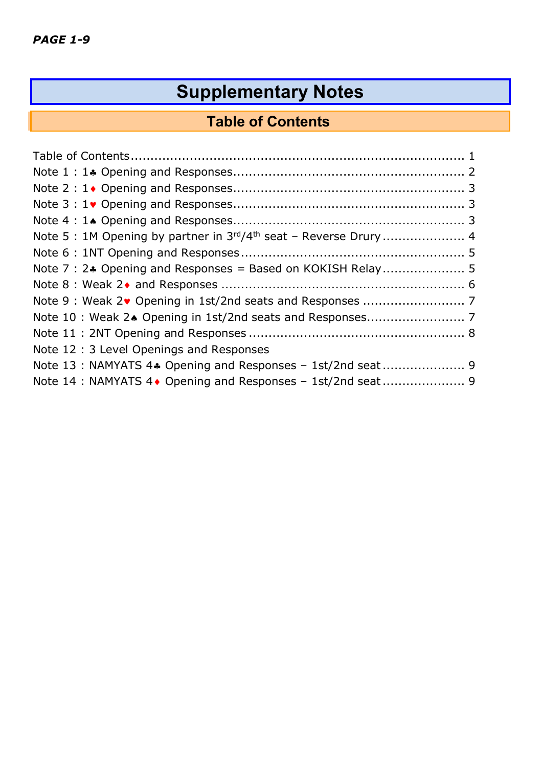*PAGE 1-9*

# Supplementary Notes

## Table of Contents

Table of Contents........................................................................... 1
Note 1 : 1♣ Opening and Responses.......................................................... 2
Note 2 : 1♦ Opening and Responses.......................................................... 3
Note 3 : 1♥ Opening and Responses.......................................................... 3
Note 4 : 1♠ Opening and Responses.......................................................... 3
Note 5 : 1M Opening by partner in 3rd/4th seat – Reverse Drury..................... 4
Note 6 : 1NT Opening and Responses......................................................... 5
Note 7 : 2♣ Opening and Responses = Based on KOKISH Relay..................... 5
Note 8 : Weak 2♦ and Responses .............................................................. 6
Note 9 : Weak 2♥ Opening in 1st/2nd seats and Responses .......................... 7
Note 10 : Weak 2♠ Opening in 1st/2nd seats and Responses......................... 7
Note 11 : 2NT Opening and Responses ....................................................... 8
Note 12 : 3 Level Openings and Responses
Note 13 : NAMYATS 4♣ Opening and Responses – 1st/2nd seat ..................... 9
Note 14 : NAMYATS 4♦ Opening and Responses – 1st/2nd seat ..................... 9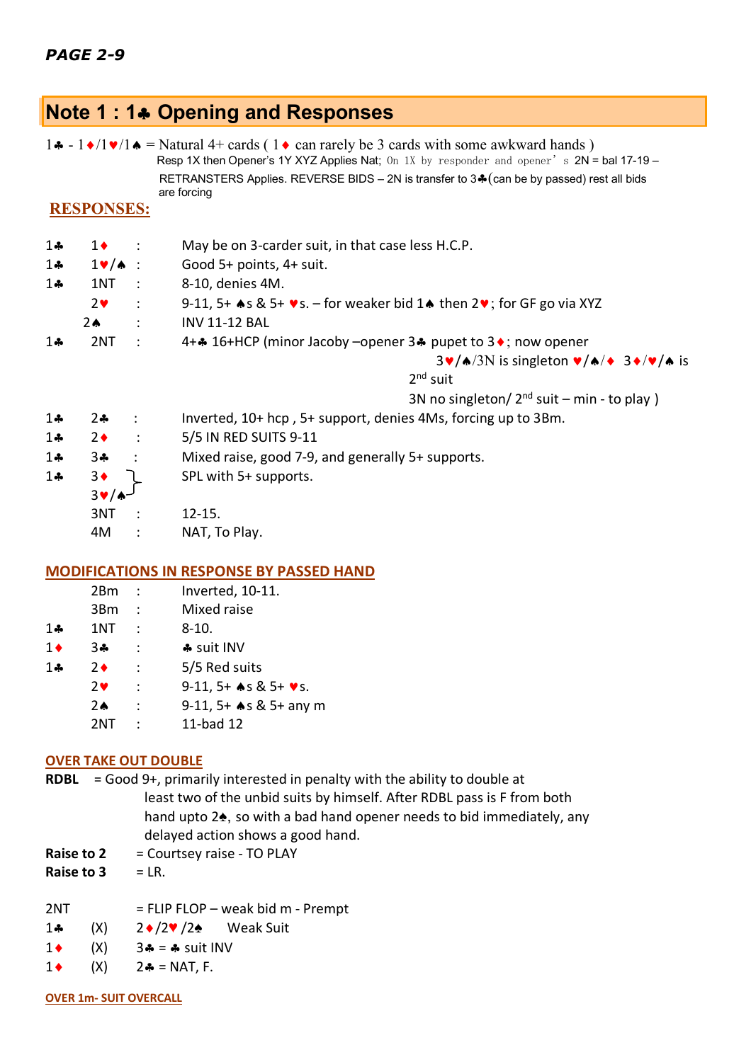PAGE 2-9

## Note 1 : 1♣ Opening and Responses

1♣ - 1♦/1♥/1♠ = Natural 4+ cards ( 1♦ can rarely be 3 cards with some awkward hands )
Resp 1X then Opener's 1Y XYZ Applies Nat; On 1X by responder and opener's 2N = bal 17-19 – RETRANSTERS Applies. REVERSE BIDS – 2N is transfer to 3♣(can be by passed) rest all bids are forcing

**RESPONSES:**

| | | | |
|---|---|---|---|
| 1♣ | 1♦ | : | May be on 3-carder suit, in that case less H.C.P. |
| 1♣ | 1♥/♠ | : | Good 5+ points, 4+ suit. |
| 1♣ | 1NT | : | 8-10, denies 4M. |
| | 2♥ | : | 9-11, 5+ ♠s & 5+ ♥s. – for weaker bid 1♠ then 2♥; for GF go via XYZ |
| | 2♠ | : | INV 11-12 BAL |
| 1♣ | 2NT | : | 4+♣ 16+HCP (minor Jacoby –opener 3♣ pupet to 3♦; now opener 3♥/♠/3N is singleton ♥/♠/♦ 3♦/♥/♠ is 2nd suit 3N no singleton/ 2nd suit – min - to play ) |
| 1♣ | 2♣ | : | Inverted, 10+ hcp , 5+ support, denies 4Ms, forcing up to 3Bm. |
| 1♣ | 2♦ | : | 5/5 IN RED SUITS 9-11 |
| 1♣ | 3♣ | : | Mixed raise, good 7-9, and generally 5+ supports. |
| 1♣ | 3♦ / 3♥/♠ | } | SPL with 5+ supports. |
| | 3NT | : | 12-15. |
| | 4M | : | NAT, To Play. |

**MODIFICATIONS IN RESPONSE BY PASSED HAND**

| | | | |
|---|---|---|---|
| | 2Bm | : | Inverted, 10-11. |
| | 3Bm | : | Mixed raise |
| 1♣ | 1NT | : | 8-10. |
| 1♦ | 3♣ | : | ♣ suit INV |
| 1♣ | 2♦ | : | 5/5 Red suits |
| | 2♥ | : | 9-11, 5+ ♠s & 5+ ♥s. |
| | 2♠ | : | 9-11, 5+ ♠s & 5+ any m |
| | 2NT | : | 11-bad 12 |

**OVER TAKE OUT DOUBLE**

**RDBL** = Good 9+, primarily interested in penalty with the ability to double at least two of the unbid suits by himself. After RDBL pass is F from both hand upto 2♠, so with a bad hand opener needs to bid immediately, any delayed action shows a good hand.

**Raise to 2** = Courtsey raise - TO PLAY

**Raise to 3** = LR.

2NT = FLIP FLOP – weak bid m - Prempt

1♣ (X) 2♦/2♥ /2♠ Weak Suit

1♦ (X) 3♣ = ♣ suit INV

1♦ (X) 2♣ = NAT, F.

**OVER 1m- SUIT OVERCALL**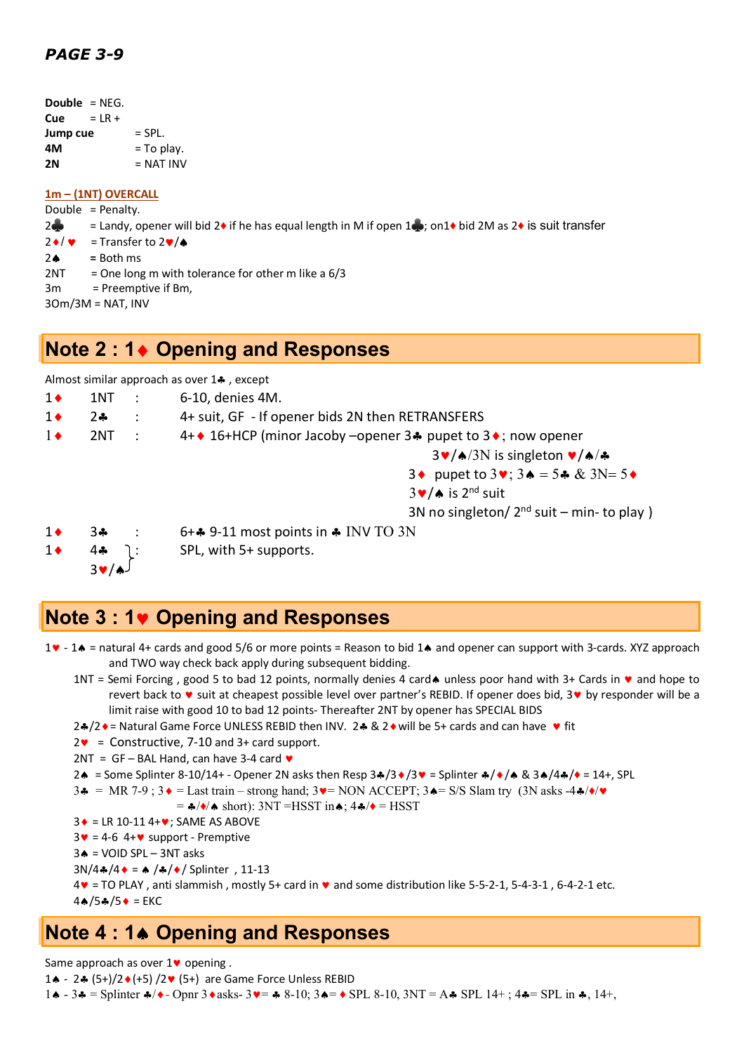***PAGE 3-9***

**Double** = NEG.
**Cue** = LR +
**Jump cue** = SPL.
**4M** = To play.
**2N** = NAT INV

**1m – (1NT) OVERCALL**

Double = Penalty.
2♣ = Landy, opener will bid 2♦ if he has equal length in M if open 1♣; on1♦ bid 2M as 2♦ is suit transfer
2♦/ ♥ = Transfer to 2♥/♠
2♠ = Both ms
2NT = One long m with tolerance for other m like a 6/3
3m = Preemptive if Bm,
3Om/3M = NAT, INV

## Note 2 : 1♦ Opening and Responses

Almost similar approach as over 1♣ , except

1♦ 1NT : 6-10, denies 4M.
1♦ 2♣ : 4+ suit, GF - If opener bids 2N then RETRANSFERS
1♦ 2NT : 4+♦ 16+HCP (minor Jacoby –opener 3♣ pupet to 3♦; now opener 3♥/♠/3N is singleton ♥/♠/♣
3♦ pupet to 3♥; 3♠ = 5♣ & 3N= 5♦
3♥/♠ is 2nd suit
3N no singleton/ 2nd suit – min- to play )
1♦ 3♣ : 6+♣ 9-11 most points in ♣ INV TO 3N
1♦ 4♣ / 3♥/♠ : SPL, with 5+ supports.

## Note 3 : 1♥ Opening and Responses

1♥ - 1♠ = natural 4+ cards and good 5/6 or more points = Reason to bid 1♠ and opener can support with 3-cards. XYZ approach and TWO way check back apply during subsequent bidding.

1NT = Semi Forcing , good 5 to bad 12 points, normally denies 4 card♠ unless poor hand with 3+ Cards in ♥ and hope to revert back to ♥ suit at cheapest possible level over partner's REBID. If opener does bid, 3♥ by responder will be a limit raise with good 10 to bad 12 points- Thereafter 2NT by opener has SPECIAL BIDS

2♣/2♦ = Natural Game Force UNLESS REBID then INV. 2♣ & 2♦ will be 5+ cards and can have ♥ fit

2♥ = Constructive, 7-10 and 3+ card support.

2NT = GF – BAL Hand, can have 3-4 card ♥

2♠ = Some Splinter 8-10/14+ - Opener 2N asks then Resp 3♣/3♦/3♥ = Splinter ♣/♦/♠ & 3♠/4♣/♦ = 14+, SPL

3♣ = MR 7-9 ; 3♦ = Last train – strong hand; 3♥= NON ACCEPT; 3♠= S/S Slam try (3N asks -4♣/♦/♥ = ♣/♦/♠ short): 3NT =HSST in♠; 4♣/♦ = HSST

3♦ = LR 10-11 4+♥; SAME AS ABOVE

3♥ = 4-6 4+♥ support - Premptive

3♠ = VOID SPL – 3NT asks

3N/4♣/4♦ = ♠ /♣/♦/ Splinter , 11-13

4♥ = TO PLAY , anti slammish , mostly 5+ card in ♥ and some distribution like 5-5-2-1, 5-4-3-1 , 6-4-2-1 etc.

4♠/5♣/5♦ = EKC

## Note 4 : 1♠ Opening and Responses

Same approach as over 1♥ opening .

1♠ - 2♣ (5+)/2♦(+5) /2♥ (5+) are Game Force Unless REBID

1♠ - 3♣ = Splinter ♣/♦ - Opnr 3♦asks- 3♥= ♣ 8-10; 3♠= ♦ SPL 8-10, 3NT = A♣ SPL 14+ ; 4♣= SPL in ♣, 14+,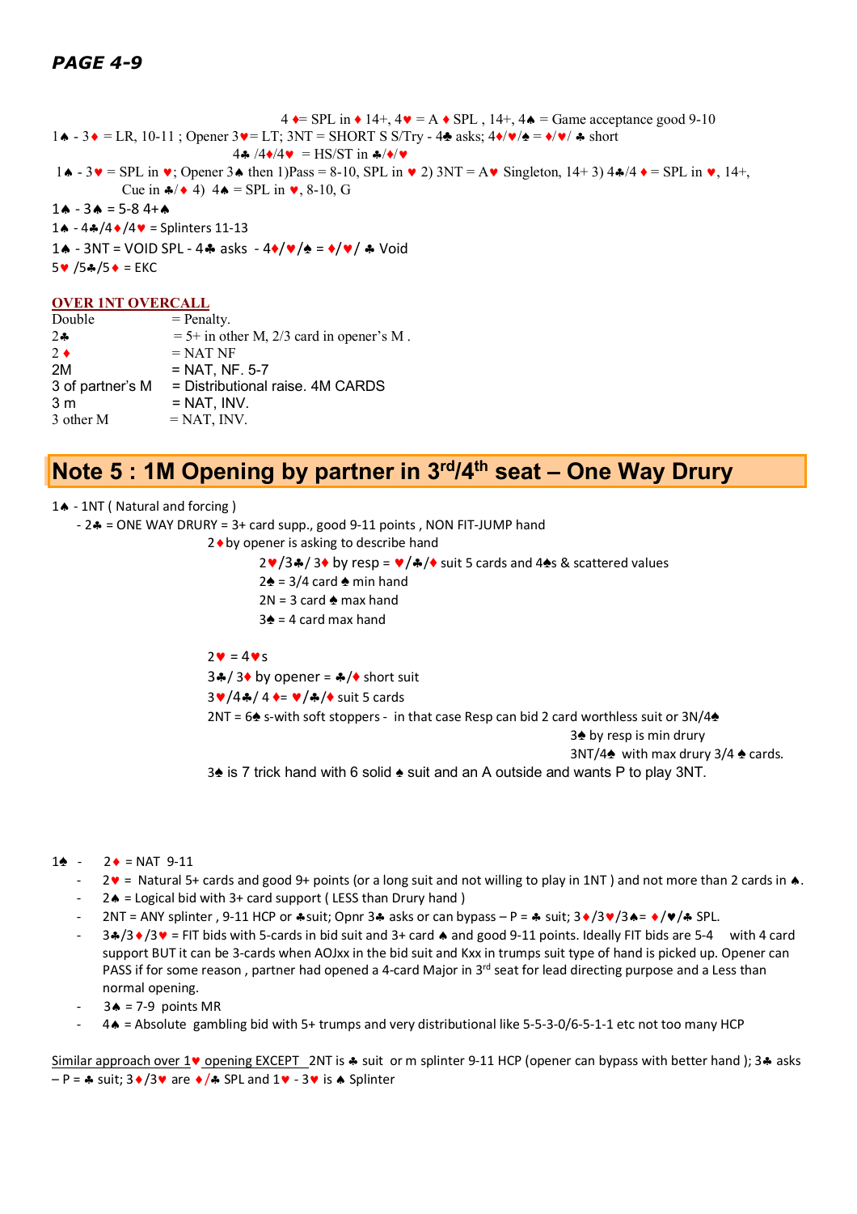***PAGE 4-9***

4 ♦= SPL in ♦ 14+, 4♥ = A ♦ SPL , 14+, 4♠ = Game acceptance good 9-10

1♠ - 3♦ = LR, 10-11 ; Opener 3♥= LT; 3NT = SHORT S S/Try - 4♣ asks; 4♦/♥/♠ = ♦/♥/ ♣ short

4♣ /4♦/4♥ = HS/ST in ♣/♦/♥

1♠ - 3♥ = SPL in ♥; Opener 3♠ then 1)Pass = 8-10, SPL in ♥ 2) 3NT = A♥ Singleton, 14+ 3) 4♣/4 ♦ = SPL in ♥, 14+, Cue in ♣/♦ 4) 4♠ = SPL in ♥, 8-10, G

1♠ - 3♠ = 5-8 4+♠

1♠ - 4♣/4♦/4♥ = Splinters 11-13

1♠ - 3NT = VOID SPL - 4♣ asks - 4♦/♥/♠ = ♦/♥/ ♣ Void

5♥ /5♣/5♦ = EKC

**OVER 1NT OVERCALL**

| | |
|---|---|
| Double | = Penalty. |
| 2♣ | = 5+ in other M, 2/3 card in opener's M . |
| 2 ♦ | = NAT NF |
| 2M | = NAT, NF. 5-7 |
| 3 of partner's M | = Distributional raise. 4M CARDS |
| 3 m | = NAT, INV. |
| 3 other M | = NAT, INV. |

## Note 5 : 1M Opening by partner in 3rd/4th seat – One Way Drury

1♠ - 1NT ( Natural and forcing )

- 2♣ = ONE WAY DRURY = 3+ card supp., good 9-11 points , NON FIT-JUMP hand

2♦ by opener is asking to describe hand

2♥/3♣/ 3♦ by resp = ♥/♣/♦ suit 5 cards and 4♠s & scattered values

2♠ = 3/4 card ♠ min hand

2N = 3 card ♠ max hand

3♠ = 4 card max hand

2♥ = 4♥s

3♣/ 3♦ by opener = ♣/♦ short suit

3♥/4♣/ 4 ♦= ♥/♣/♦ suit 5 cards

2NT = 6♠ s-with soft stoppers - in that case Resp can bid 2 card worthless suit or 3N/4♠

3♠ by resp is min drury

3NT/4♠ with max drury 3/4 ♠ cards.

3♠ is 7 trick hand with 6 solid ♠ suit and an A outside and wants P to play 3NT.

1♠ - 2♦ = NAT 9-11

- 2♥ = Natural 5+ cards and good 9+ points (or a long suit and not willing to play in 1NT ) and not more than 2 cards in ♠.
- 2♠ = Logical bid with 3+ card support ( LESS than Drury hand )
- 2NT = ANY splinter , 9-11 HCP or ♣suit; Opnr 3♣ asks or can bypass – P = ♣ suit; 3♦/3♥/3♠= ♦/♥/♣ SPL.
- 3♣/3♦/3♥ = FIT bids with 5-cards in bid suit and 3+ card ♠ and good 9-11 points. Ideally FIT bids are 5-4 with 4 card support BUT it can be 3-cards when AOJxx in the bid suit and Kxx in trumps suit type of hand is picked up. Opener can PASS if for some reason , partner had opened a 4-card Major in 3rd seat for lead directing purpose and a Less than normal opening.
- 3♠ = 7-9 points MR
- 4♠ = Absolute gambling bid with 5+ trumps and very distributional like 5-5-3-0/6-5-1-1 etc not too many HCP

Similar approach over 1♥ opening EXCEPT 2NT is ♣ suit or m splinter 9-11 HCP (opener can bypass with better hand ); 3♣ asks – P = ♣ suit; 3♦/3♥ are ♦/♣ SPL and 1♥ - 3♥ is ♠ Splinter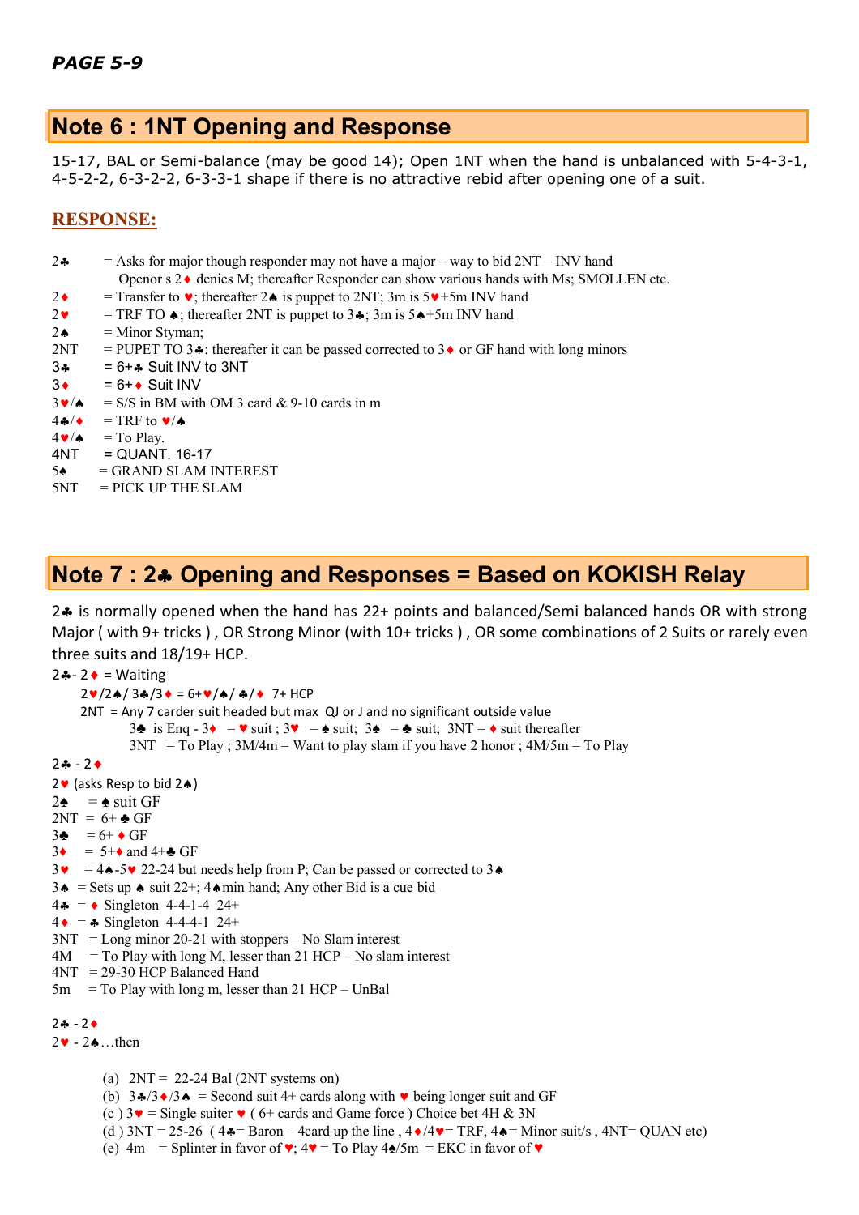*PAGE 5-9*

## Note 6 : 1NT Opening and Response

15-17, BAL or Semi-balance (may be good 14); Open 1NT when the hand is unbalanced with 5-4-3-1, 4-5-2-2, 6-3-2-2, 6-3-3-1 shape if there is no attractive rebid after opening one of a suit.

### RESPONSE:

2♣ = Asks for major though responder may not have a major – way to bid 2NT – INV hand
Openor s 2♦ denies M; thereafter Responder can show various hands with Ms; SMOLLEN etc.
2♦ = Transfer to ♥; thereafter 2♠ is puppet to 2NT; 3m is 5♥+5m INV hand
2♥ = TRF TO ♠; thereafter 2NT is puppet to 3♣; 3m is 5♠+5m INV hand
2♠ = Minor Styman;
2NT = PUPET TO 3♣; thereafter it can be passed corrected to 3♦ or GF hand with long minors
3♣ = 6+♣ Suit INV to 3NT
3♦ = 6+♦ Suit INV
3♥/♠ = S/S in BM with OM 3 card & 9-10 cards in m
4♣/♦ = TRF to ♥/♠
4♥/♠ = To Play.
4NT = QUANT. 16-17
5♠ = GRAND SLAM INTEREST
5NT = PICK UP THE SLAM

## Note 7 : 2♣ Opening and Responses = Based on KOKISH Relay

2♣ is normally opened when the hand has 22+ points and balanced/Semi balanced hands OR with strong Major ( with 9+ tricks ) , OR Strong Minor (with 10+ tricks ) , OR some combinations of 2 Suits or rarely even three suits and 18/19+ HCP.

2♣- 2♦ = Waiting
2♥/2♠/ 3♣/3♦ = 6+♥/♠/ ♣/♦ 7+ HCP
2NT = Any 7 carder suit headed but max QJ or J and no significant outside value
3♣ is Enq - 3♦ = ♥ suit ; 3♥ = ♠ suit; 3♠ = ♣ suit; 3NT = ♦ suit thereafter
3NT = To Play ; 3M/4m = Want to play slam if you have 2 honor ; 4M/5m = To Play

2♣ - 2♦
2♥ (asks Resp to bid 2♠)
2♠ = ♠ suit GF
2NT = 6+ ♣ GF
3♣ = 6+ ♦ GF
3♦ = 5+♦ and 4+♣ GF
3♥ = 4♠-5♥ 22-24 but needs help from P; Can be passed or corrected to 3♠
3♠ = Sets up ♠ suit 22+; 4♠min hand; Any other Bid is a cue bid
4♣ = ♦ Singleton 4-4-1-4 24+
4♦ = ♣ Singleton 4-4-4-1 24+
3NT = Long minor 20-21 with stoppers – No Slam interest
4M = To Play with long M, lesser than 21 HCP – No slam interest
4NT = 29-30 HCP Balanced Hand
5m = To Play with long m, lesser than 21 HCP – UnBal

2♣ - 2♦
2♥ - 2♠…then

(a) 2NT = 22-24 Bal (2NT systems on)
(b) 3♣/3♦/3♠ = Second suit 4+ cards along with ♥ being longer suit and GF
(c ) 3♥ = Single suiter ♥ ( 6+ cards and Game force ) Choice bet 4H & 3N
(d ) 3NT = 25-26 ( 4♣= Baron – 4card up the line , 4♦/4♥= TRF, 4♠= Minor suit/s , 4NT= QUAN etc)
(e) 4m = Splinter in favor of ♥; 4♥ = To Play 4♠/5m = EKC in favor of ♥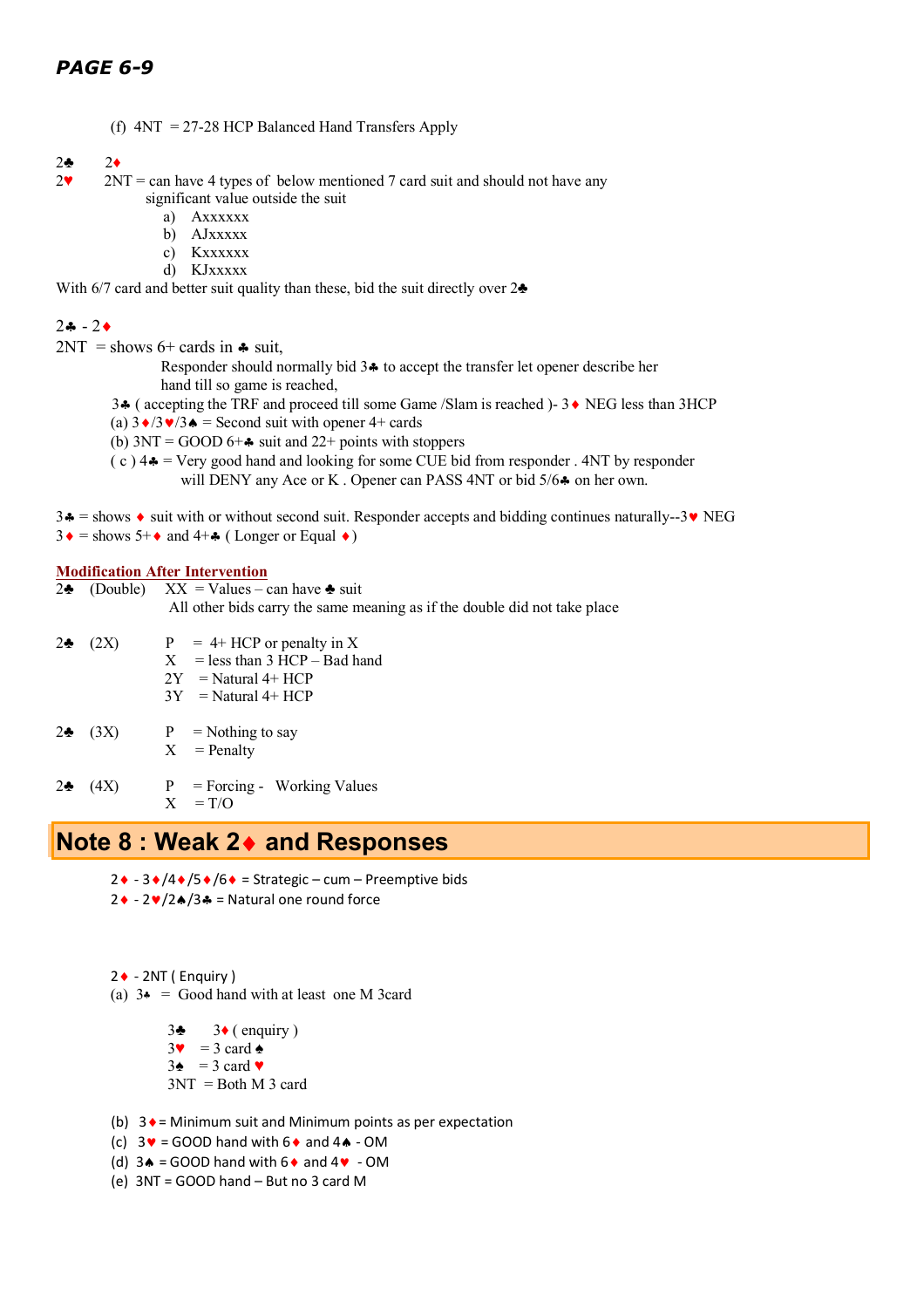(f) 4NT = 27-28 HCP Balanced Hand Transfers Apply

2♣ 2♦
2♥ 2NT = can have 4 types of below mentioned 7 card suit and should not have any significant value outside the suit

a) Axxxxxx
b) AJxxxxx
c) Kxxxxxx
d) KJxxxxx

With 6/7 card and better suit quality than these, bid the suit directly over 2♣

2♣ - 2♦
2NT = shows 6+ cards in ♣ suit,
Responder should normally bid 3♣ to accept the transfer let opener describe her hand till so game is reached,
3♣ ( accepting the TRF and proceed till some Game /Slam is reached )- 3♦ NEG less than 3HCP
(a) 3♦/3♥/3♠ = Second suit with opener 4+ cards
(b) 3NT = GOOD 6+♣ suit and 22+ points with stoppers
( c ) 4♣ = Very good hand and looking for some CUE bid from responder . 4NT by responder will DENY any Ace or K . Opener can PASS 4NT or bid 5/6♣ on her own.

3♣ = shows ♦ suit with or without second suit. Responder accepts and bidding continues naturally--3♥ NEG
3♦ = shows 5+♦ and 4+♣ ( Longer or Equal ♦)

**Modification After Intervention**

2♣ (Double) XX = Values – can have ♣ suit
All other bids carry the same meaning as if the double did not take place

2♣ (2X) P = 4+ HCP or penalty in X
X = less than 3 HCP – Bad hand
2Y = Natural 4+ HCP
3Y = Natural 4+ HCP

2♣ (3X) P = Nothing to say
X = Penalty

2♣ (4X) P = Forcing - Working Values
X = T/O

# Note 8 : Weak 2♦ and Responses

2♦ - 3♦/4♦/5♦/6♦ = Strategic – cum – Preemptive bids
2♦ - 2♥/2♠/3♣ = Natural one round force

2♦ - 2NT ( Enquiry )
(a) 3♣ = Good hand with at least one M 3card

3♣ 3♦ ( enquiry )
3♥ = 3 card ♠
3♠ = 3 card ♥
3NT = Both M 3 card

(b) 3♦= Minimum suit and Minimum points as per expectation
(c) 3♥ = GOOD hand with 6♦ and 4♠ - OM
(d) 3♠ = GOOD hand with 6♦ and 4♥ - OM
(e) 3NT = GOOD hand – But no 3 card M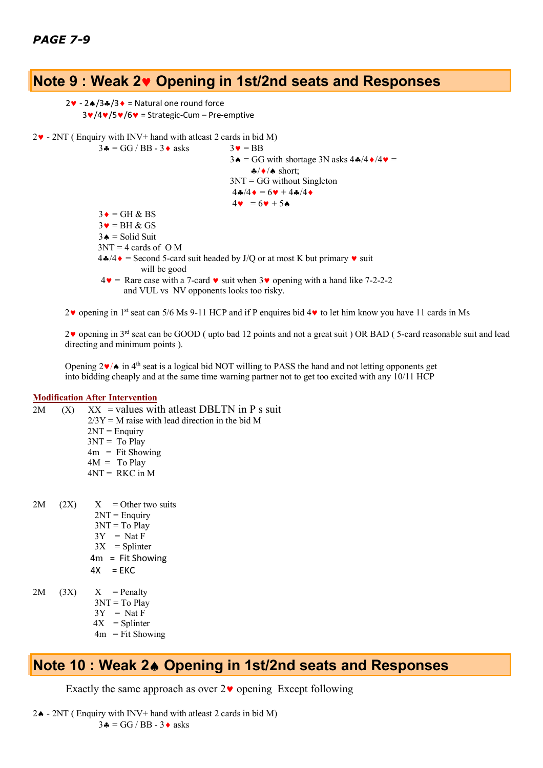*PAGE 7-9*

## Note 9 : Weak 2♥ Opening in 1st/2nd seats and Responses

2♥ - 2♠/3♣/3♦ = Natural one round force
3♥/4♥/5♥/6♥ = Strategic-Cum – Pre-emptive

2♥ - 2NT ( Enquiry with INV+ hand with atleast 2 cards in bid M)

- 3♣ = GG / BB - 3♦ asks
  - 3♥ = BB
  - 3♠ = GG with shortage 3N asks 4♣/4♦/4♥ = ♣/♦/♠ short;
  - 3NT = GG without Singleton
  - 4♣/4♦ = 6♥ + 4♣/4♦
  - 4♥ = 6♥ + 5♠
- 3♦ = GH & BS
- 3♥ = BH & GS
- 3♠ = Solid Suit
- 3NT = 4 cards of O M
- 4♣/4♦ = Second 5-card suit headed by J/Q or at most K but primary ♥ suit will be good
- 4♥ = Rare case with a 7-card ♥ suit when 3♥ opening with a hand like 7-2-2-2 and VUL vs NV opponents looks too risky.

2♥ opening in 1st seat can 5/6 Ms 9-11 HCP and if P enquires bid 4♥ to let him know you have 11 cards in Ms

2♥ opening in 3rd seat can be GOOD ( upto bad 12 points and not a great suit ) OR BAD ( 5-card reasonable suit and lead directing and minimum points ).

Opening 2♥/♠ in 4th seat is a logical bid NOT willing to PASS the hand and not letting opponents get into bidding cheaply and at the same time warning partner not to get too excited with any 10/11 HCP

**Modification After Intervention**

2M (X)
- XX = values with atleast DBLTN in P s suit
- 2/3Y = M raise with lead direction in the bid M
- 2NT = Enquiry
- 3NT = To Play
- 4m = Fit Showing
- 4M = To Play
- 4NT = RKC in M

2M (2X)
- X = Other two suits
- 2NT = Enquiry
- 3NT = To Play
- 3Y = Nat F
- 3X = Splinter
- 4m = Fit Showing
- 4X = EKC

2M (3X)
- X = Penalty
- 3NT = To Play
- 3Y = Nat F
- 4X = Splinter
- 4m = Fit Showing

## Note 10 : Weak 2♠ Opening in 1st/2nd seats and Responses

Exactly the same approach as over 2♥ opening Except following

2♠ - 2NT ( Enquiry with INV+ hand with atleast 2 cards in bid M)

- 3♣ = GG / BB - 3♦ asks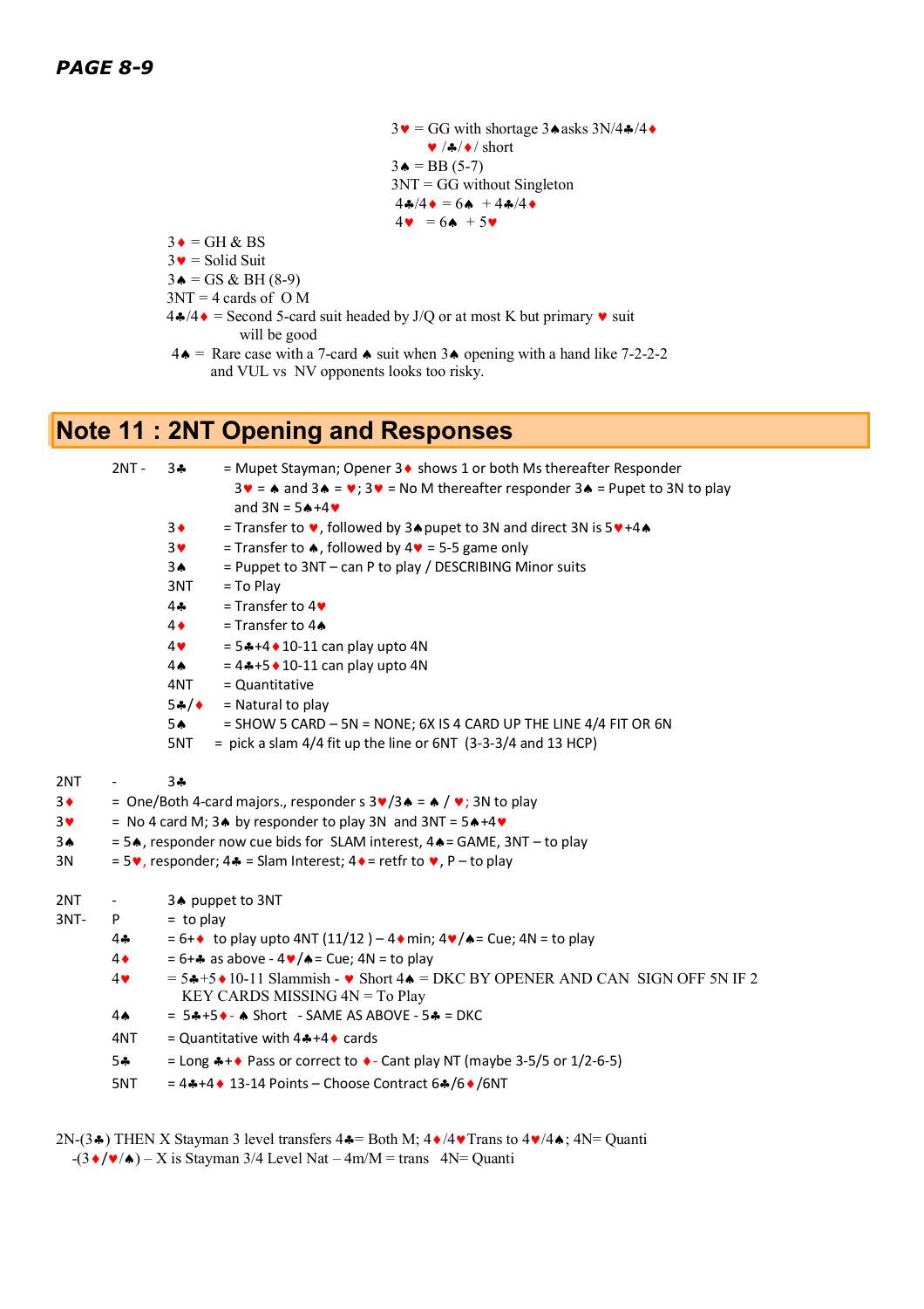***PAGE 8-9***

3♥ = GG with shortage 3♠asks 3N/4♣/4♦ ♥ /♣/♦/ short
3♠ = BB (5-7)
3NT = GG without Singleton
4♣/4♦ = 6♠ + 4♣/4♦
4♥ = 6♠ + 5♥

3♦ = GH & BS
3♥ = Solid Suit
3♠ = GS & BH (8-9)
3NT = 4 cards of O M
4♣/4♦ = Second 5-card suit headed by J/Q or at most K but primary ♥ suit will be good
4♠ = Rare case with a 7-card ♠ suit when 3♠ opening with a hand like 7-2-2-2 and VUL vs NV opponents looks too risky.

## Note 11 : 2NT Opening and Responses

2NT - 3♣ = Mupet Stayman; Opener 3♦ shows 1 or both Ms thereafter Responder 3♥ = ♠ and 3♠ = ♥; 3♥ = No M thereafter responder 3♠ = Pupet to 3N to play and 3N = 5♠+4♥

| | |
|---|---|
| 3♦ | = Transfer to ♥, followed by 3♠pupet to 3N and direct 3N is 5♥+4♠ |
| 3♥ | = Transfer to ♠, followed by 4♥ = 5-5 game only |
| 3♠ | = Puppet to 3NT – can P to play / DESCRIBING Minor suits |
| 3NT | = To Play |
| 4♣ | = Transfer to 4♥ |
| 4♦ | = Transfer to 4♠ |
| 4♥ | = 5♣+4♦ 10-11 can play upto 4N |
| 4♠ | = 4♣+5♦ 10-11 can play upto 4N |
| 4NT | = Quantitative |
| 5♣/♦ | = Natural to play |
| 5♠ | = SHOW 5 CARD – 5N = NONE; 6X IS 4 CARD UP THE LINE 4/4 FIT OR 6N |
| 5NT | = pick a slam 4/4 fit up the line or 6NT (3-3-3/4 and 13 HCP) |

2NT - 3♣

| | |
|---|---|
| 3♦ | = One/Both 4-card majors., responder s 3♥/3♠ = ♠ / ♥; 3N to play |
| 3♥ | = No 4 card M; 3♠ by responder to play 3N and 3NT = 5♠+4♥ |
| 3♠ | = 5♠, responder now cue bids for SLAM interest, 4♠= GAME, 3NT – to play |
| 3N | = 5♥, responder; 4♣ = Slam Interest; 4♦= retfr to ♥, P – to play |

2NT - 3♠ puppet to 3NT

3NT- P = to play

| | |
|---|---|
| 4♣ | = 6+♦ to play upto 4NT (11/12 ) – 4♦min; 4♥/♠= Cue; 4N = to play |
| 4♦ | = 6+♣ as above - 4♥/♠= Cue; 4N = to play |
| 4♥ | = 5♣+5♦ 10-11 Slammish - ♥ Short 4♠ = DKC BY OPENER AND CAN SIGN OFF 5N IF 2 KEY CARDS MISSING 4N = To Play |
| 4♠ | = 5♣+5♦ - ♠ Short - SAME AS ABOVE - 5♣ = DKC |
| 4NT | = Quantitative with 4♣+4♦ cards |
| 5♣ | = Long ♣+♦ Pass or correct to ♦- Cant play NT (maybe 3-5/5 or 1/2-6-5) |
| 5NT | = 4♣+4♦ 13-14 Points – Choose Contract 6♣/6♦/6NT |

2N-(3♣) THEN X Stayman 3 level transfers 4♣= Both M; 4♦/4♥Trans to 4♥/4♠; 4N= Quanti
-(3♦/♥/♠) – X is Stayman 3/4 Level Nat – 4m/M = trans 4N= Quanti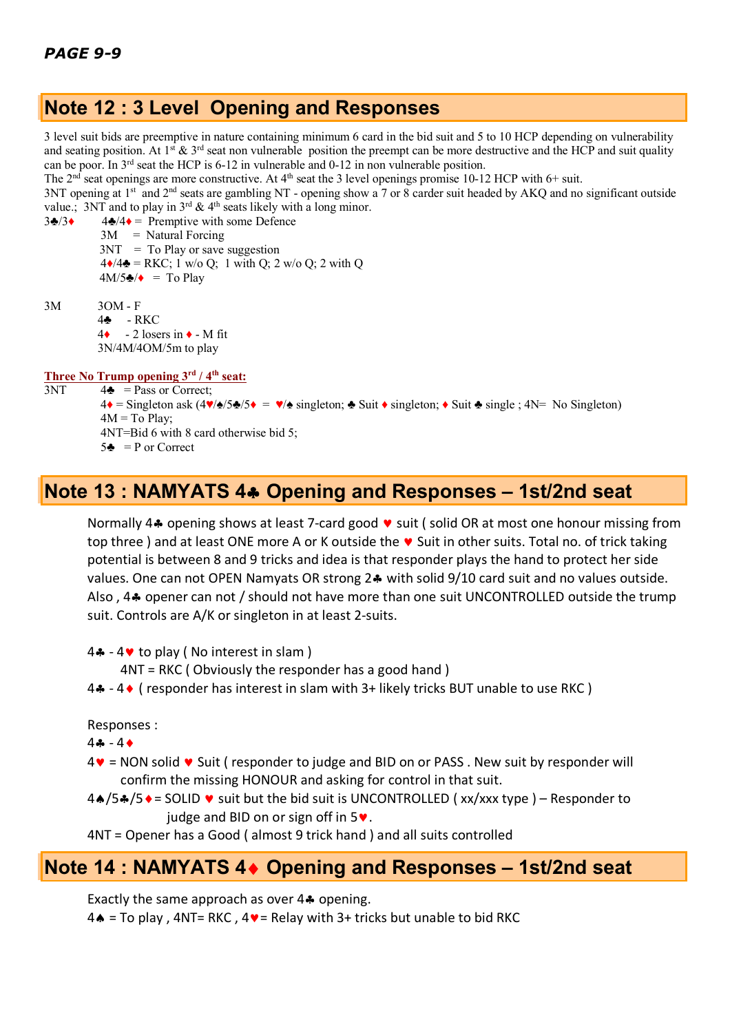## Note 12 : 3 Level Opening and Responses

3 level suit bids are preemptive in nature containing minimum 6 card in the bid suit and 5 to 10 HCP depending on vulnerability and seating position. At 1st & 3rd seat non vulnerable position the preempt can be more destructive and the HCP and suit quality can be poor. In 3rd seat the HCP is 6-12 in vulnerable and 0-12 in non vulnerable position.
The 2nd seat openings are more constructive. At 4th seat the 3 level openings promise 10-12 HCP with 6+ suit.
3NT opening at 1st and 2nd seats are gambling NT - opening show a 7 or 8 carder suit headed by AKQ and no significant outside value.; 3NT and to play in 3rd & 4th seats likely with a long minor.

3♣/3♦
- 4♣/4♦ = Premptive with some Defence
- 3M = Natural Forcing
- 3NT = To Play or save suggestion
- 4♦/4♣ = RKC; 1 w/o Q; 1 with Q; 2 w/o Q; 2 with Q
- 4M/5♣/♦ = To Play

3M
- 3OM - F
- 4♣ - RKC
- 4♦ - 2 losers in ♦ - M fit
- 3N/4M/4OM/5m to play

**Three No Trump opening 3rd / 4th seat:**

3NT
- 4♣ = Pass or Correct;
- 4♦ = Singleton ask (4♥/♠/5♣/5♦ = ♥/♠ singleton; ♣ Suit ♦ singleton; ♦ Suit ♣ single ; 4N= No Singleton)
- 4M = To Play;
- 4NT=Bid 6 with 8 card otherwise bid 5;
- 5♣ = P or Correct

## Note 13 : NAMYATS 4♣ Opening and Responses – 1st/2nd seat

Normally 4♣ opening shows at least 7-card good ♥ suit ( solid OR at most one honour missing from top three ) and at least ONE more A or K outside the ♥ Suit in other suits. Total no. of trick taking potential is between 8 and 9 tricks and idea is that responder plays the hand to protect her side values. One can not OPEN Namyats OR strong 2♣ with solid 9/10 card suit and no values outside. Also , 4♣ opener can not / should not have more than one suit UNCONTROLLED outside the trump suit. Controls are A/K or singleton in at least 2-suits.

4♣ - 4♥ to play ( No interest in slam )
    4NT = RKC ( Obviously the responder has a good hand )
4♣ - 4♦ ( responder has interest in slam with 3+ likely tricks BUT unable to use RKC )

Responses :
4♣ - 4♦
4♥ = NON solid ♥ Suit ( responder to judge and BID on or PASS . New suit by responder will confirm the missing HONOUR and asking for control in that suit.
4♠/5♣/5♦ = SOLID ♥ suit but the bid suit is UNCONTROLLED ( xx/xxx type ) – Responder to judge and BID on or sign off in 5♥.
4NT = Opener has a Good ( almost 9 trick hand ) and all suits controlled

## Note 14 : NAMYATS 4♦ Opening and Responses – 1st/2nd seat

Exactly the same approach as over 4♣ opening.
4♠ = To play , 4NT= RKC , 4♥= Relay with 3+ tricks but unable to bid RKC